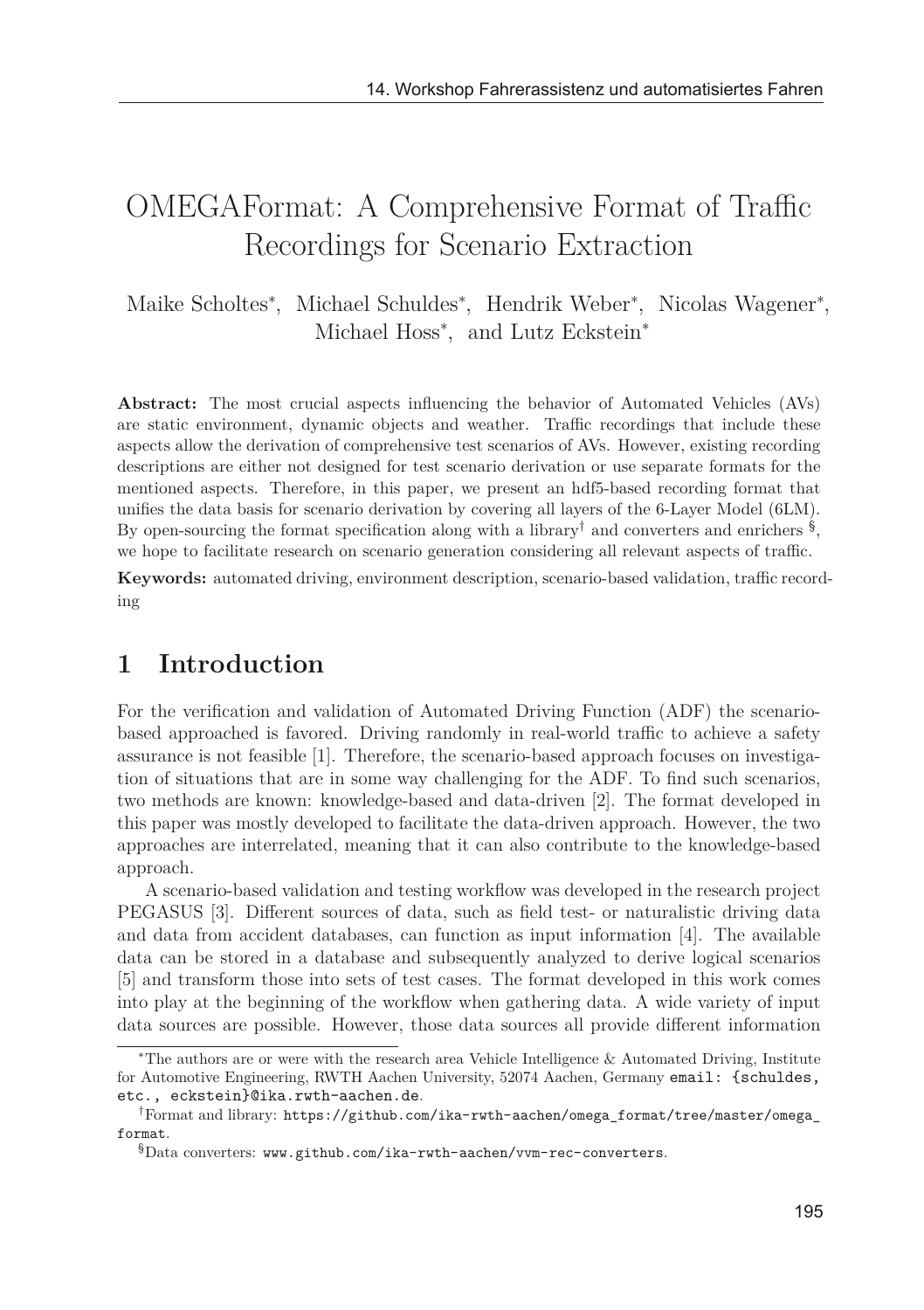# OMEGAFormat: A Comprehensive Format of Traffic Recordings for Scenario Extraction

Maike Scholtes*, Michael Schuldes*, Hendrik Weber*, Nicolas Wagener*, Michael Hoss*, and Lutz Eckstein*

**Abstract:** The most crucial aspects influencing the behavior of Automated Vehicles (AVs) are static environment, dynamic objects and weather. Traffic recordings that include these aspects allow the derivation of comprehensive test scenarios of AVs. However, existing recording descriptions are either not designed for test scenario derivation or use separate formats for the mentioned aspects. Therefore, in this paper, we present an hdf5-based recording format that unifies the data basis for scenario derivation by covering all layers of the 6-Layer Model (6LM). By open-sourcing the format specification along with a library† and converters and enrichers §, we hope to facilitate research on scenario generation considering all relevant aspects of traffic.

**Keywords:** automated driving, environment description, scenario-based validation, traffic recording

## 1 Introduction

For the verification and validation of Automated Driving Function (ADF) the scenario-based approached is favored. Driving randomly in real-world traffic to achieve a safety assurance is not feasible [1]. Therefore, the scenario-based approach focuses on investigation of situations that are in some way challenging for the ADF. To find such scenarios, two methods are known: knowledge-based and data-driven [2]. The format developed in this paper was mostly developed to facilitate the data-driven approach. However, the two approaches are interrelated, meaning that it can also contribute to the knowledge-based approach.

A scenario-based validation and testing workflow was developed in the research project PEGASUS [3]. Different sources of data, such as field test- or naturalistic driving data and data from accident databases, can function as input information [4]. The available data can be stored in a database and subsequently analyzed to derive logical scenarios [5] and transform those into sets of test cases. The format developed in this work comes into play at the beginning of the workflow when gathering data. A wide variety of input data sources are possible. However, those data sources all provide different information

---

*The authors are or were with the research area Vehicle Intelligence & Automated Driving, Institute for Automotive Engineering, RWTH Aachen University, 52074 Aachen, Germany `email: {schuldes, etc., eckstein}@ika.rwth-aachen.de`.

†Format and library: `https://github.com/ika-rwth-aachen/omega_format/tree/master/omega_format`.

§Data converters: `www.github.com/ika-rwth-aachen/vvm-rec-converters`.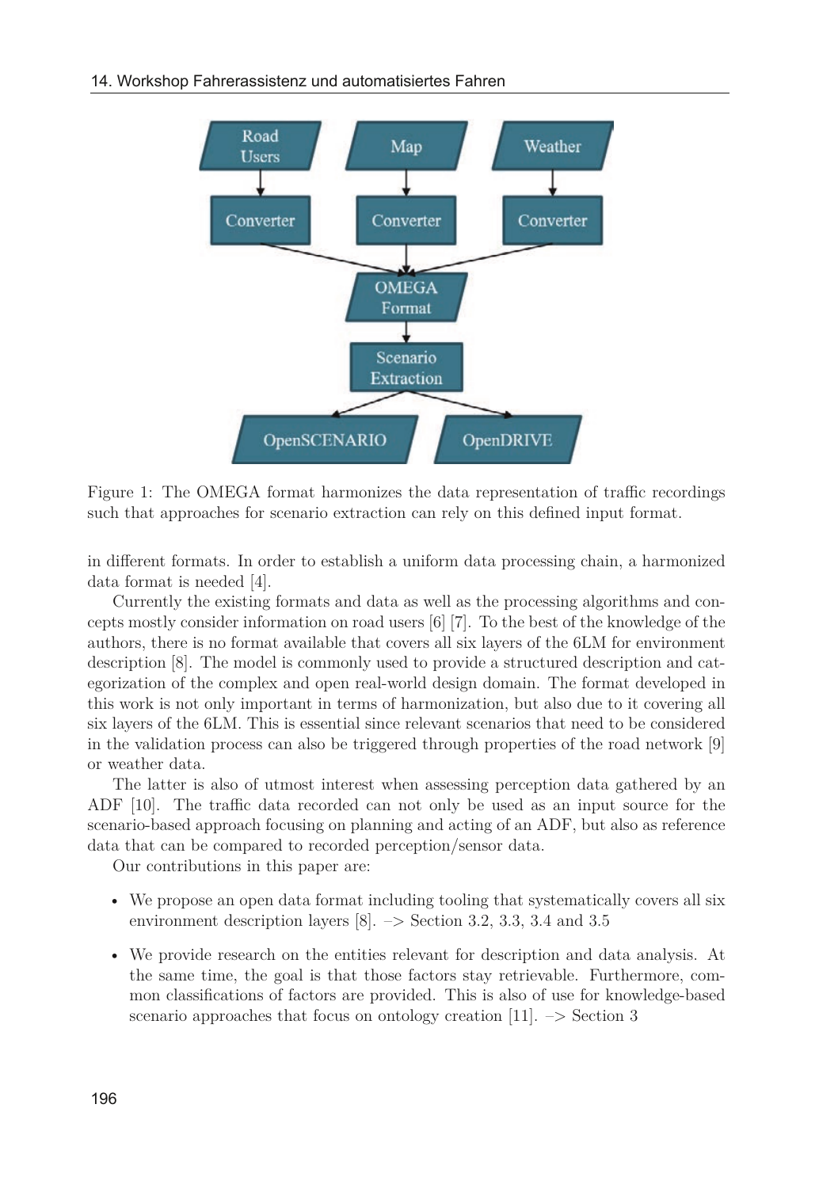Figure 1: The OMEGA format harmonizes the data representation of traffic recordings such that approaches for scenario extraction can rely on this defined input format.

in different formats. In order to establish a uniform data processing chain, a harmonized data format is needed [4].

Currently the existing formats and data as well as the processing algorithms and concepts mostly consider information on road users [6] [7]. To the best of the knowledge of the authors, there is no format available that covers all six layers of the 6LM for environment description [8]. The model is commonly used to provide a structured description and categorization of the complex and open real-world design domain. The format developed in this work is not only important in terms of harmonization, but also due to it covering all six layers of the 6LM. This is essential since relevant scenarios that need to be considered in the validation process can also be triggered through properties of the road network [9] or weather data.

The latter is also of utmost interest when assessing perception data gathered by an ADF [10]. The traffic data recorded can not only be used as an input source for the scenario-based approach focusing on planning and acting of an ADF, but also as reference data that can be compared to recorded perception/sensor data.

Our contributions in this paper are:

- We propose an open data format including tooling that systematically covers all six environment description layers [8]. –> Section 3.2, 3.3, 3.4 and 3.5
- We provide research on the entities relevant for description and data analysis. At the same time, the goal is that those factors stay retrievable. Furthermore, common classifications of factors are provided. This is also of use for knowledge-based scenario approaches that focus on ontology creation [11]. –> Section 3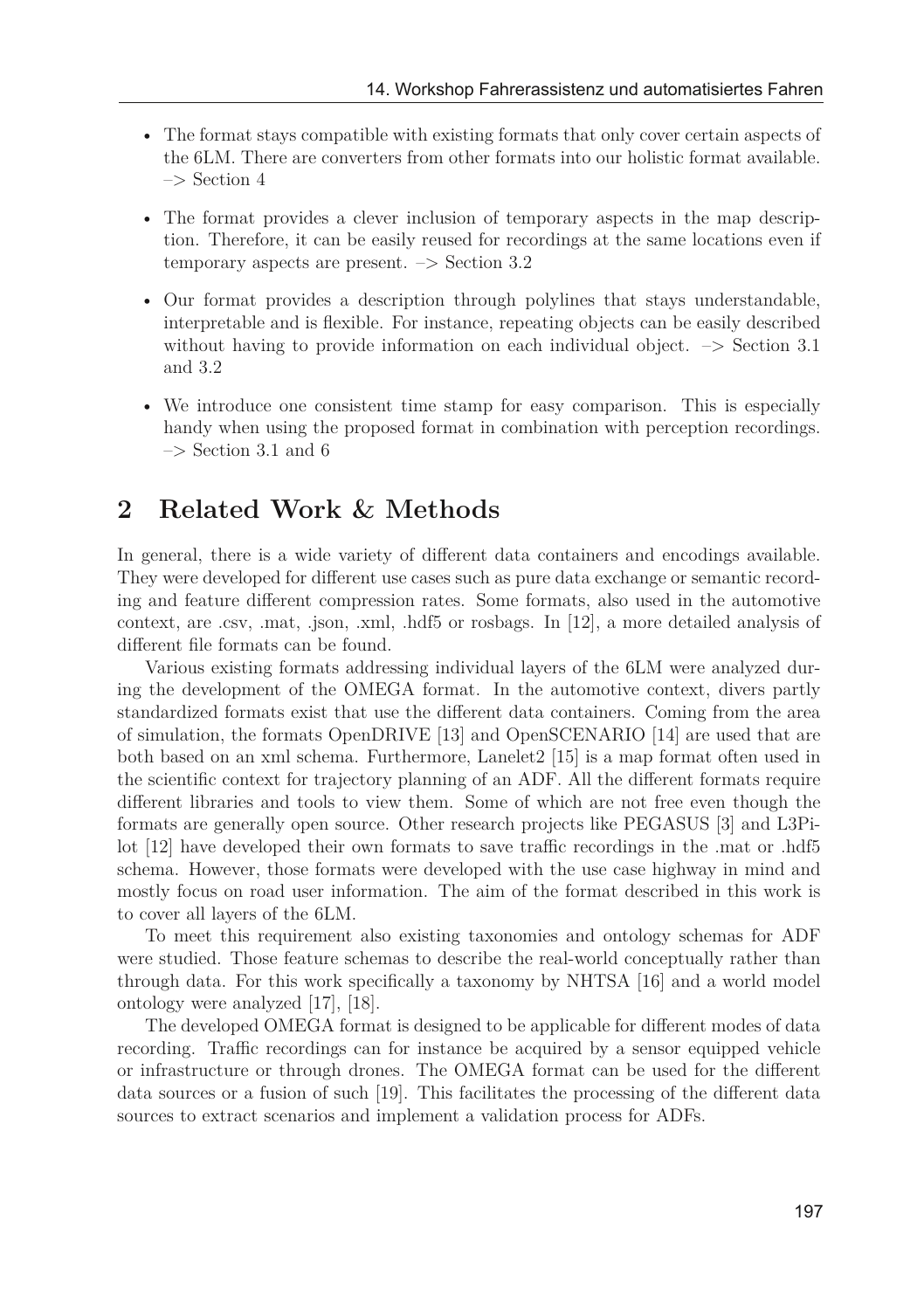- The format stays compatible with existing formats that only cover certain aspects of the 6LM. There are converters from other formats into our holistic format available. –> Section 4
- The format provides a clever inclusion of temporary aspects in the map description. Therefore, it can be easily reused for recordings at the same locations even if temporary aspects are present. –> Section 3.2
- Our format provides a description through polylines that stays understandable, interpretable and is flexible. For instance, repeating objects can be easily described without having to provide information on each individual object. –> Section 3.1 and 3.2
- We introduce one consistent time stamp for easy comparison. This is especially handy when using the proposed format in combination with perception recordings. –> Section 3.1 and 6

## 2 Related Work & Methods

In general, there is a wide variety of different data containers and encodings available. They were developed for different use cases such as pure data exchange or semantic recording and feature different compression rates. Some formats, also used in the automotive context, are .csv, .mat, .json, .xml, .hdf5 or rosbags. In [12], a more detailed analysis of different file formats can be found.

Various existing formats addressing individual layers of the 6LM were analyzed during the development of the OMEGA format. In the automotive context, divers partly standardized formats exist that use the different data containers. Coming from the area of simulation, the formats OpenDRIVE [13] and OpenSCENARIO [14] are used that are both based on an xml schema. Furthermore, Lanelet2 [15] is a map format often used in the scientific context for trajectory planning of an ADF. All the different formats require different libraries and tools to view them. Some of which are not free even though the formats are generally open source. Other research projects like PEGASUS [3] and L3Pilot [12] have developed their own formats to save traffic recordings in the .mat or .hdf5 schema. However, those formats were developed with the use case highway in mind and mostly focus on road user information. The aim of the format described in this work is to cover all layers of the 6LM.

To meet this requirement also existing taxonomies and ontology schemas for ADF were studied. Those feature schemas to describe the real-world conceptually rather than through data. For this work specifically a taxonomy by NHTSA [16] and a world model ontology were analyzed [17], [18].

The developed OMEGA format is designed to be applicable for different modes of data recording. Traffic recordings can for instance be acquired by a sensor equipped vehicle or infrastructure or through drones. The OMEGA format can be used for the different data sources or a fusion of such [19]. This facilitates the processing of the different data sources to extract scenarios and implement a validation process for ADFs.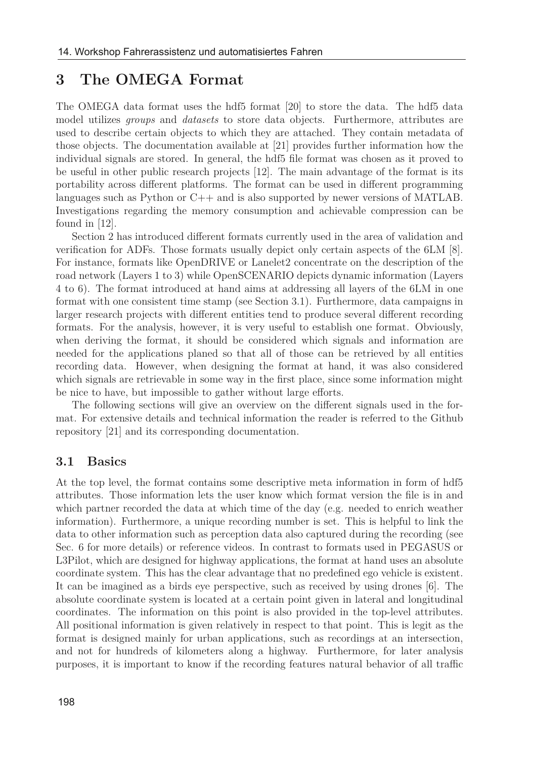## 3 The OMEGA Format

The OMEGA data format uses the hdf5 format [20] to store the data. The hdf5 data model utilizes *groups* and *datasets* to store data objects. Furthermore, attributes are used to describe certain objects to which they are attached. They contain metadata of those objects. The documentation available at [21] provides further information how the individual signals are stored. In general, the hdf5 file format was chosen as it proved to be useful in other public research projects [12]. The main advantage of the format is its portability across different platforms. The format can be used in different programming languages such as Python or C++ and is also supported by newer versions of MATLAB. Investigations regarding the memory consumption and achievable compression can be found in [12].

Section 2 has introduced different formats currently used in the area of validation and verification for ADFs. Those formats usually depict only certain aspects of the 6LM [8]. For instance, formats like OpenDRIVE or Lanelet2 concentrate on the description of the road network (Layers 1 to 3) while OpenSCENARIO depicts dynamic information (Layers 4 to 6). The format introduced at hand aims at addressing all layers of the 6LM in one format with one consistent time stamp (see Section 3.1). Furthermore, data campaigns in larger research projects with different entities tend to produce several different recording formats. For the analysis, however, it is very useful to establish one format. Obviously, when deriving the format, it should be considered which signals and information are needed for the applications planed so that all of those can be retrieved by all entities recording data. However, when designing the format at hand, it was also considered which signals are retrievable in some way in the first place, since some information might be nice to have, but impossible to gather without large efforts.

The following sections will give an overview on the different signals used in the format. For extensive details and technical information the reader is referred to the Github repository [21] and its corresponding documentation.

### 3.1 Basics

At the top level, the format contains some descriptive meta information in form of hdf5 attributes. Those information lets the user know which format version the file is in and which partner recorded the data at which time of the day (e.g. needed to enrich weather information). Furthermore, a unique recording number is set. This is helpful to link the data to other information such as perception data also captured during the recording (see Sec. 6 for more details) or reference videos. In contrast to formats used in PEGASUS or L3Pilot, which are designed for highway applications, the format at hand uses an absolute coordinate system. This has the clear advantage that no predefined ego vehicle is existent. It can be imagined as a birds eye perspective, such as received by using drones [6]. The absolute coordinate system is located at a certain point given in lateral and longitudinal coordinates. The information on this point is also provided in the top-level attributes. All positional information is given relatively in respect to that point. This is legit as the format is designed mainly for urban applications, such as recordings at an intersection, and not for hundreds of kilometers along a highway. Furthermore, for later analysis purposes, it is important to know if the recording features natural behavior of all traffic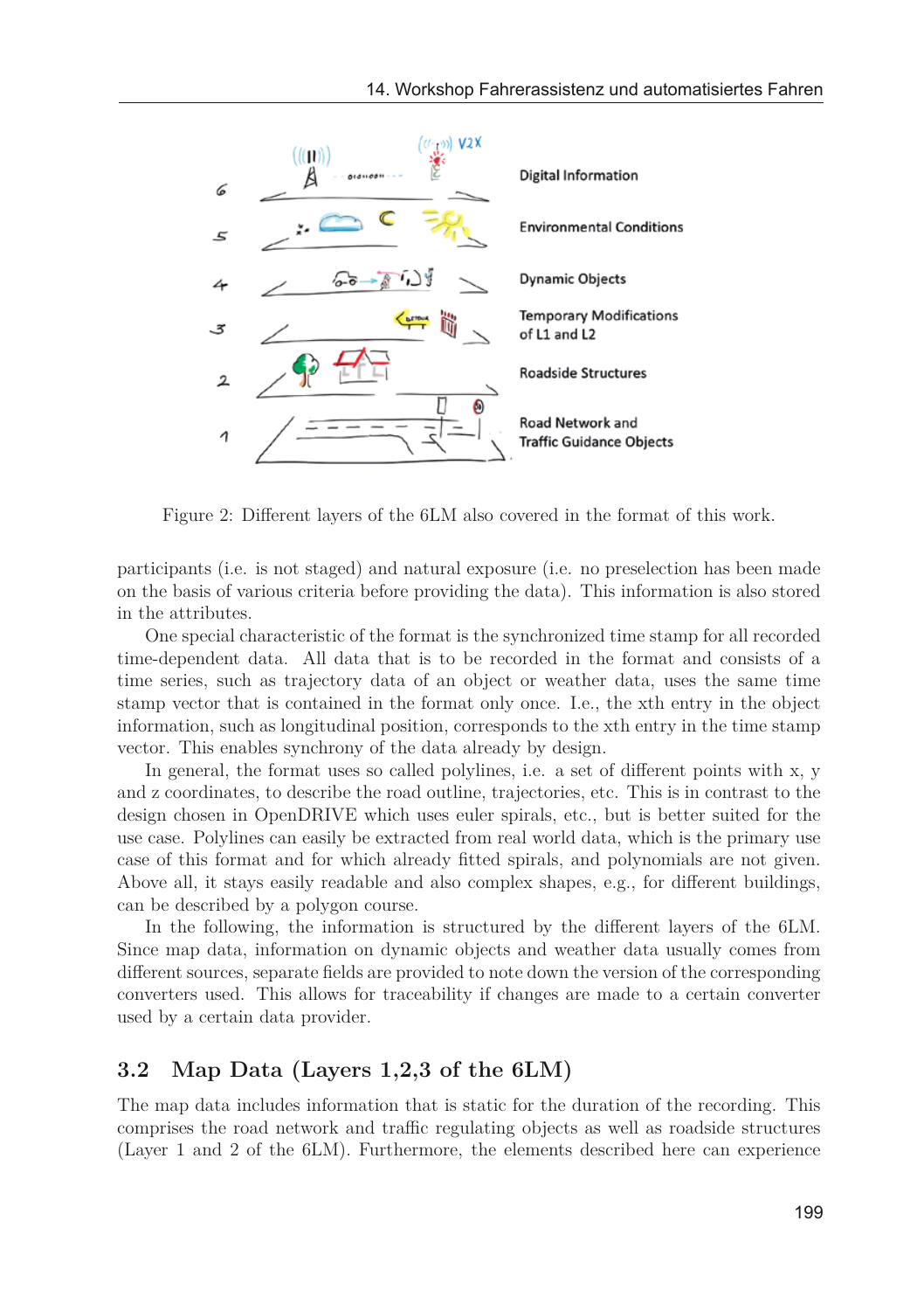Figure 2: Different layers of the 6LM also covered in the format of this work.

participants (i.e. is not staged) and natural exposure (i.e. no preselection has been made on the basis of various criteria before providing the data). This information is also stored in the attributes.

One special characteristic of the format is the synchronized time stamp for all recorded time-dependent data. All data that is to be recorded in the format and consists of a time series, such as trajectory data of an object or weather data, uses the same time stamp vector that is contained in the format only once. I.e., the xth entry in the object information, such as longitudinal position, corresponds to the xth entry in the time stamp vector. This enables synchrony of the data already by design.

In general, the format uses so called polylines, i.e. a set of different points with x, y and z coordinates, to describe the road outline, trajectories, etc. This is in contrast to the design chosen in OpenDRIVE which uses euler spirals, etc., but is better suited for the use case. Polylines can easily be extracted from real world data, which is the primary use case of this format and for which already fitted spirals, and polynomials are not given. Above all, it stays easily readable and also complex shapes, e.g., for different buildings, can be described by a polygon course.

In the following, the information is structured by the different layers of the 6LM. Since map data, information on dynamic objects and weather data usually comes from different sources, separate fields are provided to note down the version of the corresponding converters used. This allows for traceability if changes are made to a certain converter used by a certain data provider.

## 3.2 Map Data (Layers 1,2,3 of the 6LM)

The map data includes information that is static for the duration of the recording. This comprises the road network and traffic regulating objects as well as roadside structures (Layer 1 and 2 of the 6LM). Furthermore, the elements described here can experience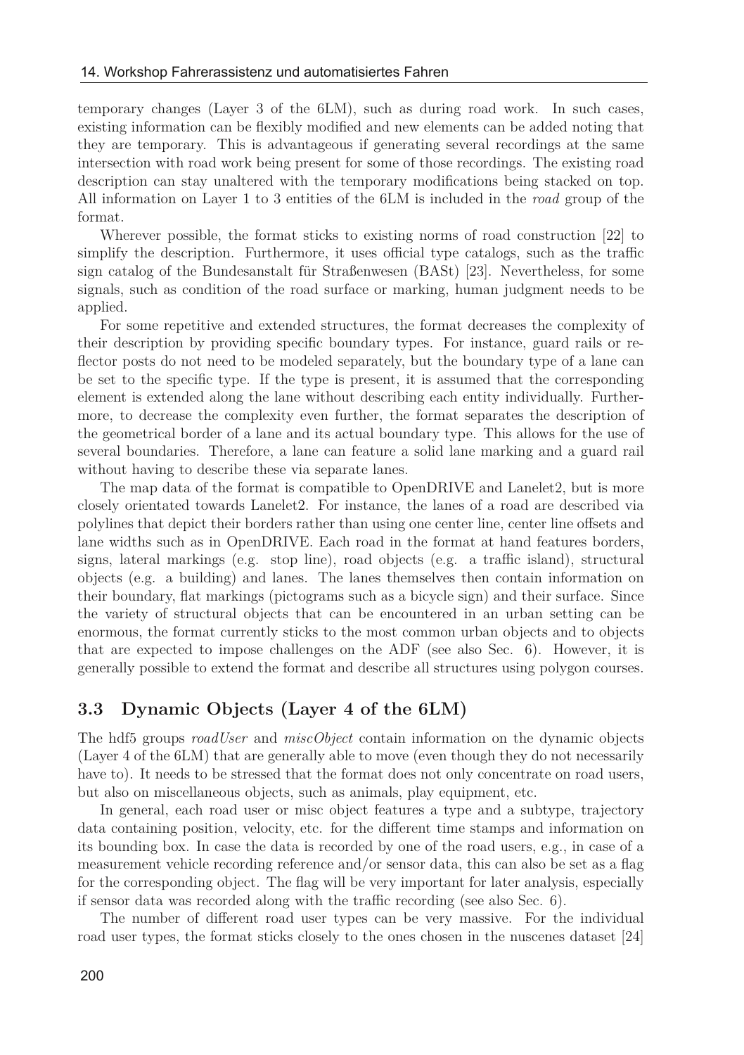temporary changes (Layer 3 of the 6LM), such as during road work. In such cases, existing information can be flexibly modified and new elements can be added noting that they are temporary. This is advantageous if generating several recordings at the same intersection with road work being present for some of those recordings. The existing road description can stay unaltered with the temporary modifications being stacked on top. All information on Layer 1 to 3 entities of the 6LM is included in the *road* group of the format.

Wherever possible, the format sticks to existing norms of road construction [22] to simplify the description. Furthermore, it uses official type catalogs, such as the traffic sign catalog of the Bundesanstalt für Straßenwesen (BASt) [23]. Nevertheless, for some signals, such as condition of the road surface or marking, human judgment needs to be applied.

For some repetitive and extended structures, the format decreases the complexity of their description by providing specific boundary types. For instance, guard rails or reflector posts do not need to be modeled separately, but the boundary type of a lane can be set to the specific type. If the type is present, it is assumed that the corresponding element is extended along the lane without describing each entity individually. Furthermore, to decrease the complexity even further, the format separates the description of the geometrical border of a lane and its actual boundary type. This allows for the use of several boundaries. Therefore, a lane can feature a solid lane marking and a guard rail without having to describe these via separate lanes.

The map data of the format is compatible to OpenDRIVE and Lanelet2, but is more closely orientated towards Lanelet2. For instance, the lanes of a road are described via polylines that depict their borders rather than using one center line, center line offsets and lane widths such as in OpenDRIVE. Each road in the format at hand features borders, signs, lateral markings (e.g. stop line), road objects (e.g. a traffic island), structural objects (e.g. a building) and lanes. The lanes themselves then contain information on their boundary, flat markings (pictograms such as a bicycle sign) and their surface. Since the variety of structural objects that can be encountered in an urban setting can be enormous, the format currently sticks to the most common urban objects and to objects that are expected to impose challenges on the ADF (see also Sec. 6). However, it is generally possible to extend the format and describe all structures using polygon courses.

## 3.3 Dynamic Objects (Layer 4 of the 6LM)

The hdf5 groups *roadUser* and *miscObject* contain information on the dynamic objects (Layer 4 of the 6LM) that are generally able to move (even though they do not necessarily have to). It needs to be stressed that the format does not only concentrate on road users, but also on miscellaneous objects, such as animals, play equipment, etc.

In general, each road user or misc object features a type and a subtype, trajectory data containing position, velocity, etc. for the different time stamps and information on its bounding box. In case the data is recorded by one of the road users, e.g., in case of a measurement vehicle recording reference and/or sensor data, this can also be set as a flag for the corresponding object. The flag will be very important for later analysis, especially if sensor data was recorded along with the traffic recording (see also Sec. 6).

The number of different road user types can be very massive. For the individual road user types, the format sticks closely to the ones chosen in the nuscenes dataset [24]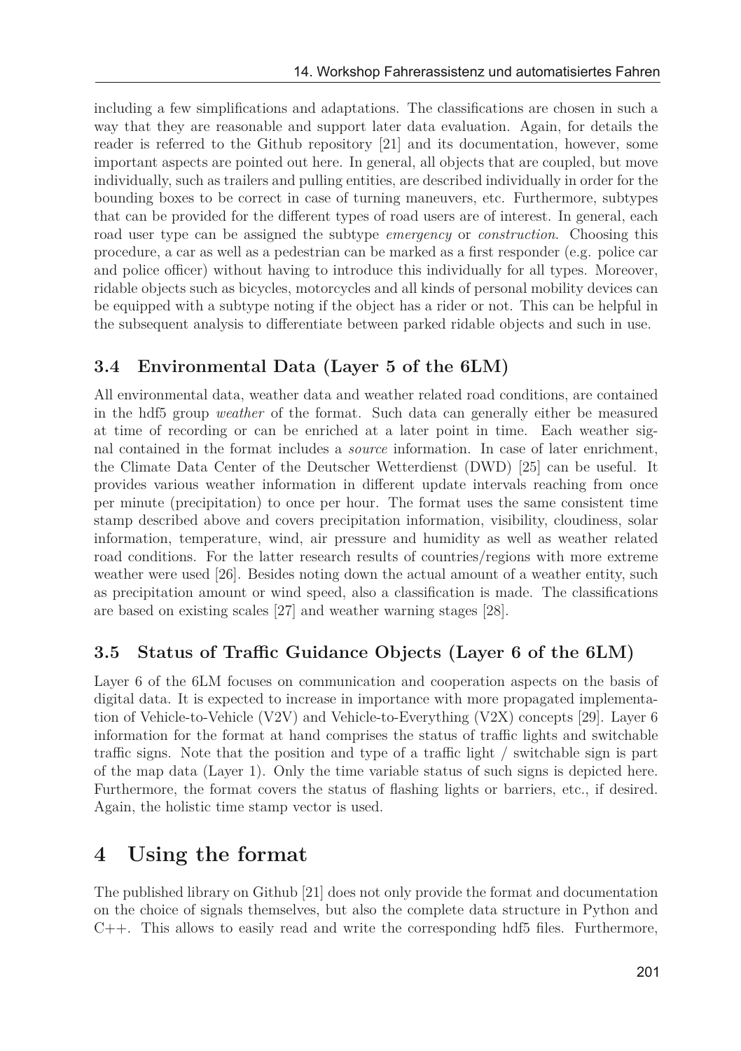including a few simplifications and adaptations. The classifications are chosen in such a way that they are reasonable and support later data evaluation. Again, for details the reader is referred to the Github repository [21] and its documentation, however, some important aspects are pointed out here. In general, all objects that are coupled, but move individually, such as trailers and pulling entities, are described individually in order for the bounding boxes to be correct in case of turning maneuvers, etc. Furthermore, subtypes that can be provided for the different types of road users are of interest. In general, each road user type can be assigned the subtype *emergency* or *construction*. Choosing this procedure, a car as well as a pedestrian can be marked as a first responder (e.g. police car and police officer) without having to introduce this individually for all types. Moreover, ridable objects such as bicycles, motorcycles and all kinds of personal mobility devices can be equipped with a subtype noting if the object has a rider or not. This can be helpful in the subsequent analysis to differentiate between parked ridable objects and such in use.

### 3.4 Environmental Data (Layer 5 of the 6LM)

All environmental data, weather data and weather related road conditions, are contained in the hdf5 group *weather* of the format. Such data can generally either be measured at time of recording or can be enriched at a later point in time. Each weather signal contained in the format includes a *source* information. In case of later enrichment, the Climate Data Center of the Deutscher Wetterdienst (DWD) [25] can be useful. It provides various weather information in different update intervals reaching from once per minute (precipitation) to once per hour. The format uses the same consistent time stamp described above and covers precipitation information, visibility, cloudiness, solar information, temperature, wind, air pressure and humidity as well as weather related road conditions. For the latter research results of countries/regions with more extreme weather were used [26]. Besides noting down the actual amount of a weather entity, such as precipitation amount or wind speed, also a classification is made. The classifications are based on existing scales [27] and weather warning stages [28].

### 3.5 Status of Traffic Guidance Objects (Layer 6 of the 6LM)

Layer 6 of the 6LM focuses on communication and cooperation aspects on the basis of digital data. It is expected to increase in importance with more propagated implementation of Vehicle-to-Vehicle (V2V) and Vehicle-to-Everything (V2X) concepts [29]. Layer 6 information for the format at hand comprises the status of traffic lights and switchable traffic signs. Note that the position and type of a traffic light / switchable sign is part of the map data (Layer 1). Only the time variable status of such signs is depicted here. Furthermore, the format covers the status of flashing lights or barriers, etc., if desired. Again, the holistic time stamp vector is used.

## 4 Using the format

The published library on Github [21] does not only provide the format and documentation on the choice of signals themselves, but also the complete data structure in Python and C++. This allows to easily read and write the corresponding hdf5 files. Furthermore,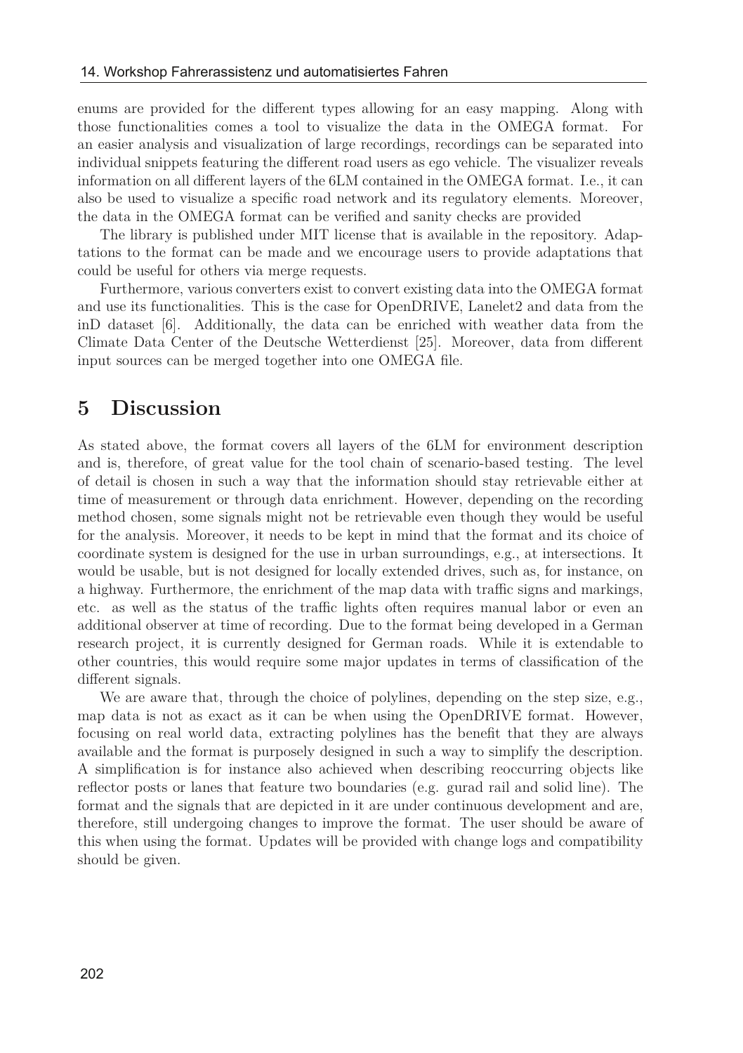enums are provided for the different types allowing for an easy mapping. Along with those functionalities comes a tool to visualize the data in the OMEGA format. For an easier analysis and visualization of large recordings, recordings can be separated into individual snippets featuring the different road users as ego vehicle. The visualizer reveals information on all different layers of the 6LM contained in the OMEGA format. I.e., it can also be used to visualize a specific road network and its regulatory elements. Moreover, the data in the OMEGA format can be verified and sanity checks are provided

The library is published under MIT license that is available in the repository. Adaptations to the format can be made and we encourage users to provide adaptations that could be useful for others via merge requests.

Furthermore, various converters exist to convert existing data into the OMEGA format and use its functionalities. This is the case for OpenDRIVE, Lanelet2 and data from the inD dataset [6]. Additionally, the data can be enriched with weather data from the Climate Data Center of the Deutsche Wetterdienst [25]. Moreover, data from different input sources can be merged together into one OMEGA file.

# 5 Discussion

As stated above, the format covers all layers of the 6LM for environment description and is, therefore, of great value for the tool chain of scenario-based testing. The level of detail is chosen in such a way that the information should stay retrievable either at time of measurement or through data enrichment. However, depending on the recording method chosen, some signals might not be retrievable even though they would be useful for the analysis. Moreover, it needs to be kept in mind that the format and its choice of coordinate system is designed for the use in urban surroundings, e.g., at intersections. It would be usable, but is not designed for locally extended drives, such as, for instance, on a highway. Furthermore, the enrichment of the map data with traffic signs and markings, etc. as well as the status of the traffic lights often requires manual labor or even an additional observer at time of recording. Due to the format being developed in a German research project, it is currently designed for German roads. While it is extendable to other countries, this would require some major updates in terms of classification of the different signals.

We are aware that, through the choice of polylines, depending on the step size, e.g., map data is not as exact as it can be when using the OpenDRIVE format. However, focusing on real world data, extracting polylines has the benefit that they are always available and the format is purposely designed in such a way to simplify the description. A simplification is for instance also achieved when describing reoccurring objects like reflector posts or lanes that feature two boundaries (e.g. gurad rail and solid line). The format and the signals that are depicted in it are under continuous development and are, therefore, still undergoing changes to improve the format. The user should be aware of this when using the format. Updates will be provided with change logs and compatibility should be given.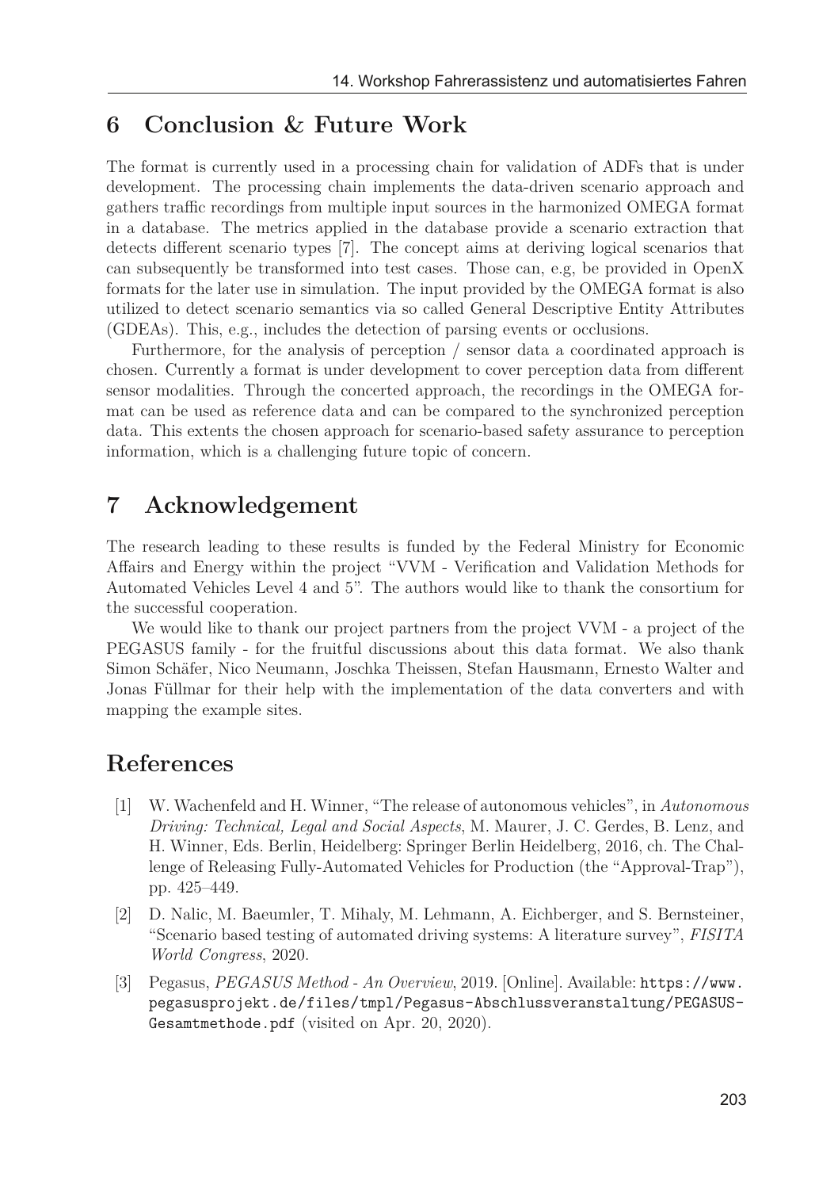## 6 Conclusion & Future Work

The format is currently used in a processing chain for validation of ADFs that is under development. The processing chain implements the data-driven scenario approach and gathers traffic recordings from multiple input sources in the harmonized OMEGA format in a database. The metrics applied in the database provide a scenario extraction that detects different scenario types [7]. The concept aims at deriving logical scenarios that can subsequently be transformed into test cases. Those can, e.g, be provided in OpenX formats for the later use in simulation. The input provided by the OMEGA format is also utilized to detect scenario semantics via so called General Descriptive Entity Attributes (GDEAs). This, e.g., includes the detection of parsing events or occlusions.

Furthermore, for the analysis of perception / sensor data a coordinated approach is chosen. Currently a format is under development to cover perception data from different sensor modalities. Through the concerted approach, the recordings in the OMEGA format can be used as reference data and can be compared to the synchronized perception data. This extents the chosen approach for scenario-based safety assurance to perception information, which is a challenging future topic of concern.

## 7 Acknowledgement

The research leading to these results is funded by the Federal Ministry for Economic Affairs and Energy within the project "VVM - Verification and Validation Methods for Automated Vehicles Level 4 and 5". The authors would like to thank the consortium for the successful cooperation.

We would like to thank our project partners from the project VVM - a project of the PEGASUS family - for the fruitful discussions about this data format. We also thank Simon Schäfer, Nico Neumann, Joschka Theissen, Stefan Hausmann, Ernesto Walter and Jonas Füllmar for their help with the implementation of the data converters and with mapping the example sites.

## References

[1] W. Wachenfeld and H. Winner, "The release of autonomous vehicles", in *Autonomous Driving: Technical, Legal and Social Aspects*, M. Maurer, J. C. Gerdes, B. Lenz, and H. Winner, Eds. Berlin, Heidelberg: Springer Berlin Heidelberg, 2016, ch. The Challenge of Releasing Fully-Automated Vehicles for Production (the "Approval-Trap"), pp. 425–449.

[2] D. Nalic, M. Baeumler, T. Mihaly, M. Lehmann, A. Eichberger, and S. Bernsteiner, "Scenario based testing of automated driving systems: A literature survey", *FISITA World Congress*, 2020.

[3] Pegasus, *PEGASUS Method - An Overview*, 2019. [Online]. Available: https://www.pegasusprojekt.de/files/tmpl/Pegasus-Abschlussveranstaltung/PEGASUS-Gesamtmethode.pdf (visited on Apr. 20, 2020).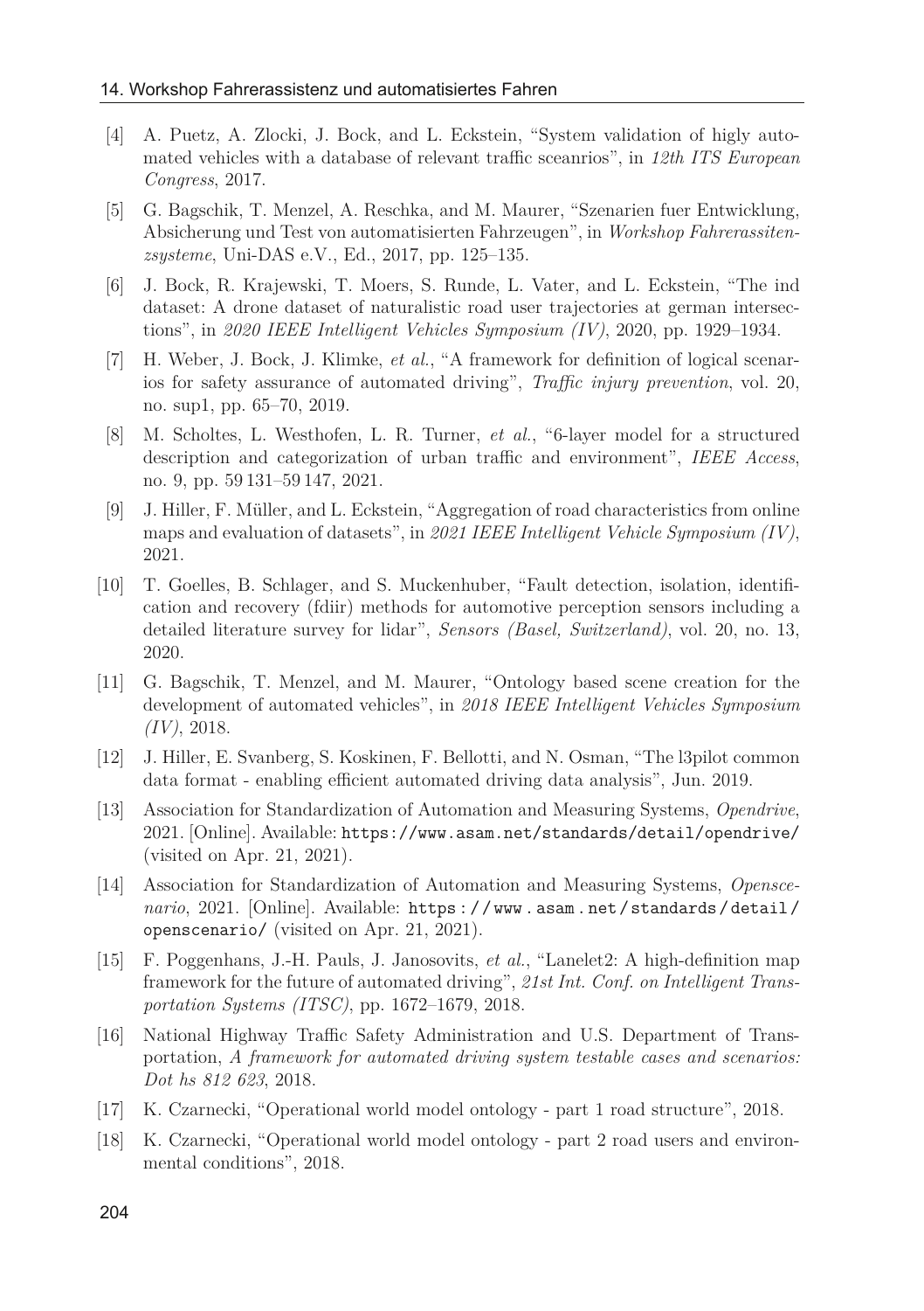[4] A. Puetz, A. Zlocki, J. Bock, and L. Eckstein, “System validation of higly automated vehicles with a database of relevant traffic sceanrios”, in *12th ITS European Congress*, 2017.

[5] G. Bagschik, T. Menzel, A. Reschka, and M. Maurer, “Szenarien fuer Entwicklung, Absicherung und Test von automatisierten Fahrzeugen”, in *Workshop Fahrerassitenzsysteme*, Uni-DAS e.V., Ed., 2017, pp. 125–135.

[6] J. Bock, R. Krajewski, T. Moers, S. Runde, L. Vater, and L. Eckstein, “The ind dataset: A drone dataset of naturalistic road user trajectories at german intersections”, in *2020 IEEE Intelligent Vehicles Symposium (IV)*, 2020, pp. 1929–1934.

[7] H. Weber, J. Bock, J. Klimke, *et al.*, “A framework for definition of logical scenarios for safety assurance of automated driving”, *Traffic injury prevention*, vol. 20, no. sup1, pp. 65–70, 2019.

[8] M. Scholtes, L. Westhofen, L. R. Turner, *et al.*, “6-layer model for a structured description and categorization of urban traffic and environment”, *IEEE Access*, no. 9, pp. 59 131–59 147, 2021.

[9] J. Hiller, F. Müller, and L. Eckstein, “Aggregation of road characteristics from online maps and evaluation of datasets”, in *2021 IEEE Intelligent Vehicle Symposium (IV)*, 2021.

[10] T. Goelles, B. Schlager, and S. Muckenhuber, “Fault detection, isolation, identification and recovery (fdiir) methods for automotive perception sensors including a detailed literature survey for lidar”, *Sensors (Basel, Switzerland)*, vol. 20, no. 13, 2020.

[11] G. Bagschik, T. Menzel, and M. Maurer, “Ontology based scene creation for the development of automated vehicles”, in *2018 IEEE Intelligent Vehicles Symposium (IV)*, 2018.

[12] J. Hiller, E. Svanberg, S. Koskinen, F. Bellotti, and N. Osman, “The l3pilot common data format - enabling efficient automated driving data analysis”, Jun. 2019.

[13] Association for Standardization of Automation and Measuring Systems, *Opendrive*, 2021. [Online]. Available: `https://www.asam.net/standards/detail/opendrive/` (visited on Apr. 21, 2021).

[14] Association for Standardization of Automation and Measuring Systems, *Openscenario*, 2021. [Online]. Available: `https://www.asam.net/standards/detail/openscenario/` (visited on Apr. 21, 2021).

[15] F. Poggenhans, J.-H. Pauls, J. Janosovits, *et al.*, “Lanelet2: A high-definition map framework for the future of automated driving”, *21st Int. Conf. on Intelligent Transportation Systems (ITSC)*, pp. 1672–1679, 2018.

[16] National Highway Traffic Safety Administration and U.S. Department of Transportation, *A framework for automated driving system testable cases and scenarios: Dot hs 812 623*, 2018.

[17] K. Czarnecki, “Operational world model ontology - part 1 road structure”, 2018.

[18] K. Czarnecki, “Operational world model ontology - part 2 road users and environmental conditions”, 2018.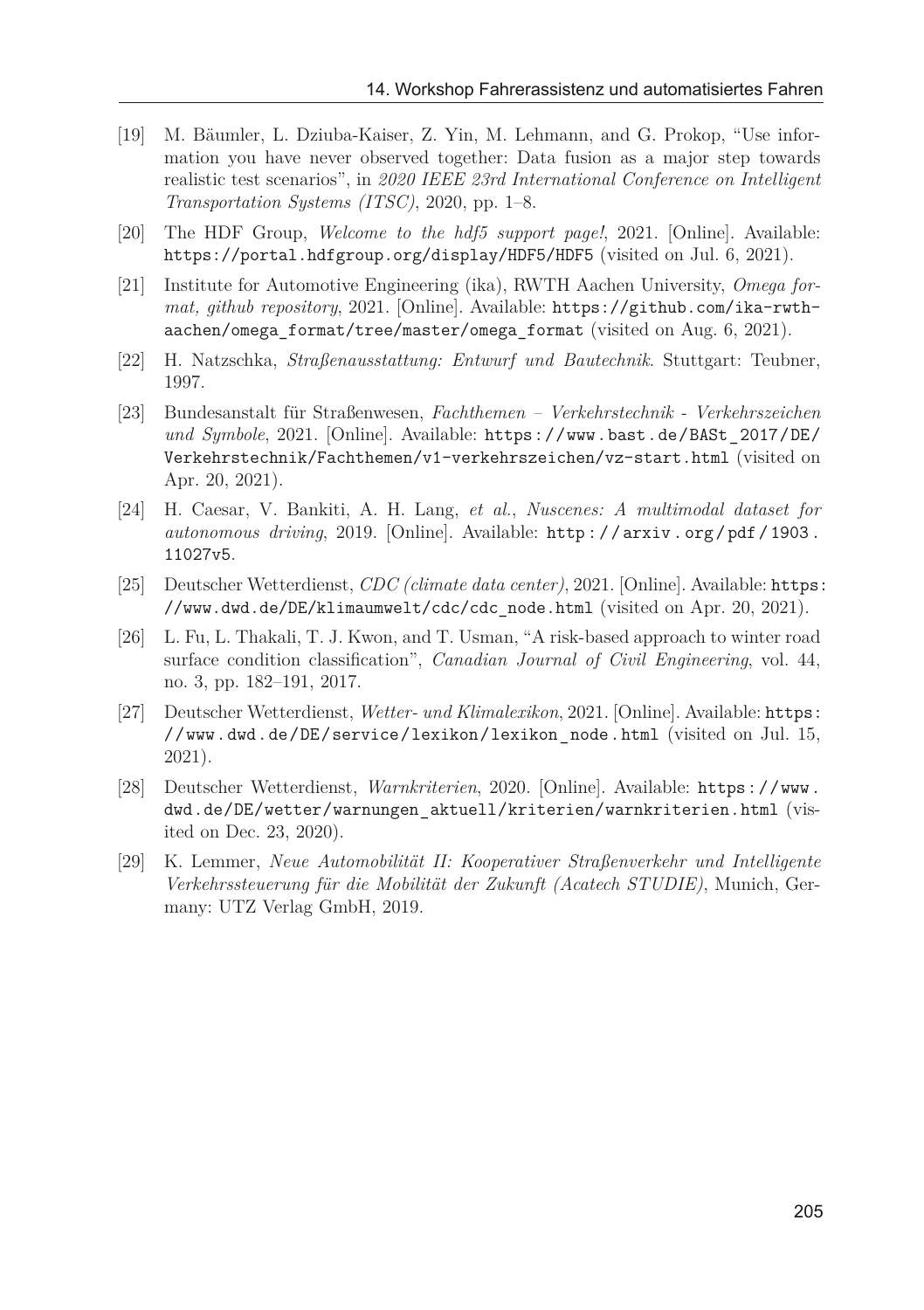[19] M. Bäumler, L. Dziuba-Kaiser, Z. Yin, M. Lehmann, and G. Prokop, "Use information you have never observed together: Data fusion as a major step towards realistic test scenarios", in *2020 IEEE 23rd International Conference on Intelligent Transportation Systems (ITSC)*, 2020, pp. 1–8.

[20] The HDF Group, *Welcome to the hdf5 support page!*, 2021. [Online]. Available: https://portal.hdfgroup.org/display/HDF5/HDF5 (visited on Jul. 6, 2021).

[21] Institute for Automotive Engineering (ika), RWTH Aachen University, *Omega format, github repository*, 2021. [Online]. Available: https://github.com/ika-rwth-aachen/omega_format/tree/master/omega_format (visited on Aug. 6, 2021).

[22] H. Natzschka, *Straßenausstattung: Entwurf und Bautechnik*. Stuttgart: Teubner, 1997.

[23] Bundesanstalt für Straßenwesen, *Fachthemen – Verkehrstechnik - Verkehrszeichen und Symbole*, 2021. [Online]. Available: https://www.bast.de/BASt_2017/DE/Verkehrstechnik/Fachthemen/v1-verkehrszeichen/vz-start.html (visited on Apr. 20, 2021).

[24] H. Caesar, V. Bankiti, A. H. Lang, *et al.*, *Nuscenes: A multimodal dataset for autonomous driving*, 2019. [Online]. Available: http://arxiv.org/pdf/1903.11027v5.

[25] Deutscher Wetterdienst, *CDC (climate data center)*, 2021. [Online]. Available: https://www.dwd.de/DE/klimaumwelt/cdc/cdc_node.html (visited on Apr. 20, 2021).

[26] L. Fu, L. Thakali, T. J. Kwon, and T. Usman, "A risk-based approach to winter road surface condition classification", *Canadian Journal of Civil Engineering*, vol. 44, no. 3, pp. 182–191, 2017.

[27] Deutscher Wetterdienst, *Wetter- und Klimalexikon*, 2021. [Online]. Available: https://www.dwd.de/DE/service/lexikon/lexikon_node.html (visited on Jul. 15, 2021).

[28] Deutscher Wetterdienst, *Warnkriterien*, 2020. [Online]. Available: https://www.dwd.de/DE/wetter/warnungen_aktuell/kriterien/warnkriterien.html (visited on Dec. 23, 2020).

[29] K. Lemmer, *Neue Automobilität II: Kooperativer Straßenverkehr und Intelligente Verkehrssteuerung für die Mobilität der Zukunft (Acatech STUDIE)*, Munich, Germany: UTZ Verlag GmbH, 2019.